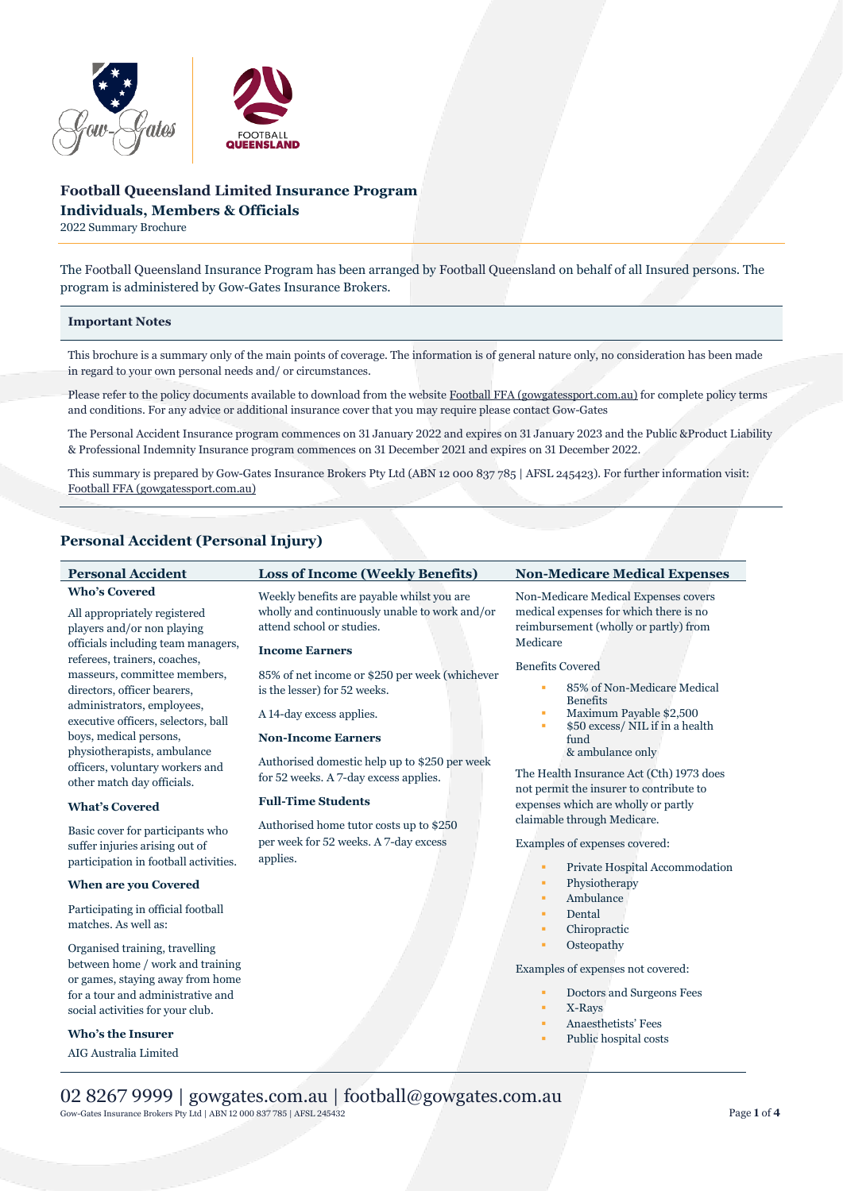# Football Queensland Limited Insurance Program
## Individuals, Members & Officials

2022 Summary Brochure

The Football Queensland Insurance Program has been arranged by Football Queensland on behalf of all Insured persons. The program is administered by Gow-Gates Insurance Brokers.

### Important Notes

This brochure is a summary only of the main points of coverage. The information is of general nature only, no consideration has been made in regard to your own personal needs and/ or circumstances.

Please refer to the policy documents available to download from the website Football FFA (gowgatessport.com.au) for complete policy terms and conditions. For any advice or additional insurance cover that you may require please contact Gow-Gates

The Personal Accident Insurance program commences on 31 January 2022 and expires on 31 January 2023 and the Public &Product Liability & Professional Indemnity Insurance program commences on 31 December 2021 and expires on 31 December 2022.

This summary is prepared by Gow-Gates Insurance Brokers Pty Ltd (ABN 12 000 837 785 | AFSL 245423). For further information visit: Football FFA (gowgatessport.com.au)

## Personal Accident (Personal Injury)

### Personal Accident

**Who's Covered**

All appropriately registered players and/or non playing officials including team managers, referees, trainers, coaches, masseurs, committee members, directors, officer bearers, administrators, employees, executive officers, selectors, ball boys, medical persons, physiotherapists, ambulance officers, voluntary workers and other match day officials.

**What's Covered**

Basic cover for participants who suffer injuries arising out of participation in football activities.

**When are you Covered**

Participating in official football matches. As well as:

Organised training, travelling between home / work and training or games, staying away from home for a tour and administrative and social activities for your club.

**Who's the Insurer**

AIG Australia Limited

### Loss of Income (Weekly Benefits)

Weekly benefits are payable whilst you are wholly and continuously unable to work and/or attend school or studies.

**Income Earners**

85% of net income or $250 per week (whichever is the lesser) for 52 weeks.

A 14-day excess applies.

**Non-Income Earners**

Authorised domestic help up to $250 per week for 52 weeks. A 7-day excess applies.

**Full-Time Students**

Authorised home tutor costs up to $250 per week for 52 weeks. A 7-day excess applies.

### Non-Medicare Medical Expenses

Non-Medicare Medical Expenses covers medical expenses for which there is no reimbursement (wholly or partly) from Medicare

Benefits Covered

- 85% of Non-Medicare Medical Benefits
- Maximum Payable $2,500
- $50 excess/ NIL if in a health fund & ambulance only

The Health Insurance Act (Cth) 1973 does not permit the insurer to contribute to expenses which are wholly or partly claimable through Medicare.

Examples of expenses covered:

- Private Hospital Accommodation
- Physiotherapy
- Ambulance
- Dental
- Chiropractic
- Osteopathy

Examples of expenses not covered:

- Doctors and Surgeons Fees
- X-Rays
- Anaesthetists' Fees
- Public hospital costs

02 8267 9999 | gowgates.com.au | football@gowgates.com.au

Gow-Gates Insurance Brokers Pty Ltd | ABN 12 000 837 785 | AFSL 245432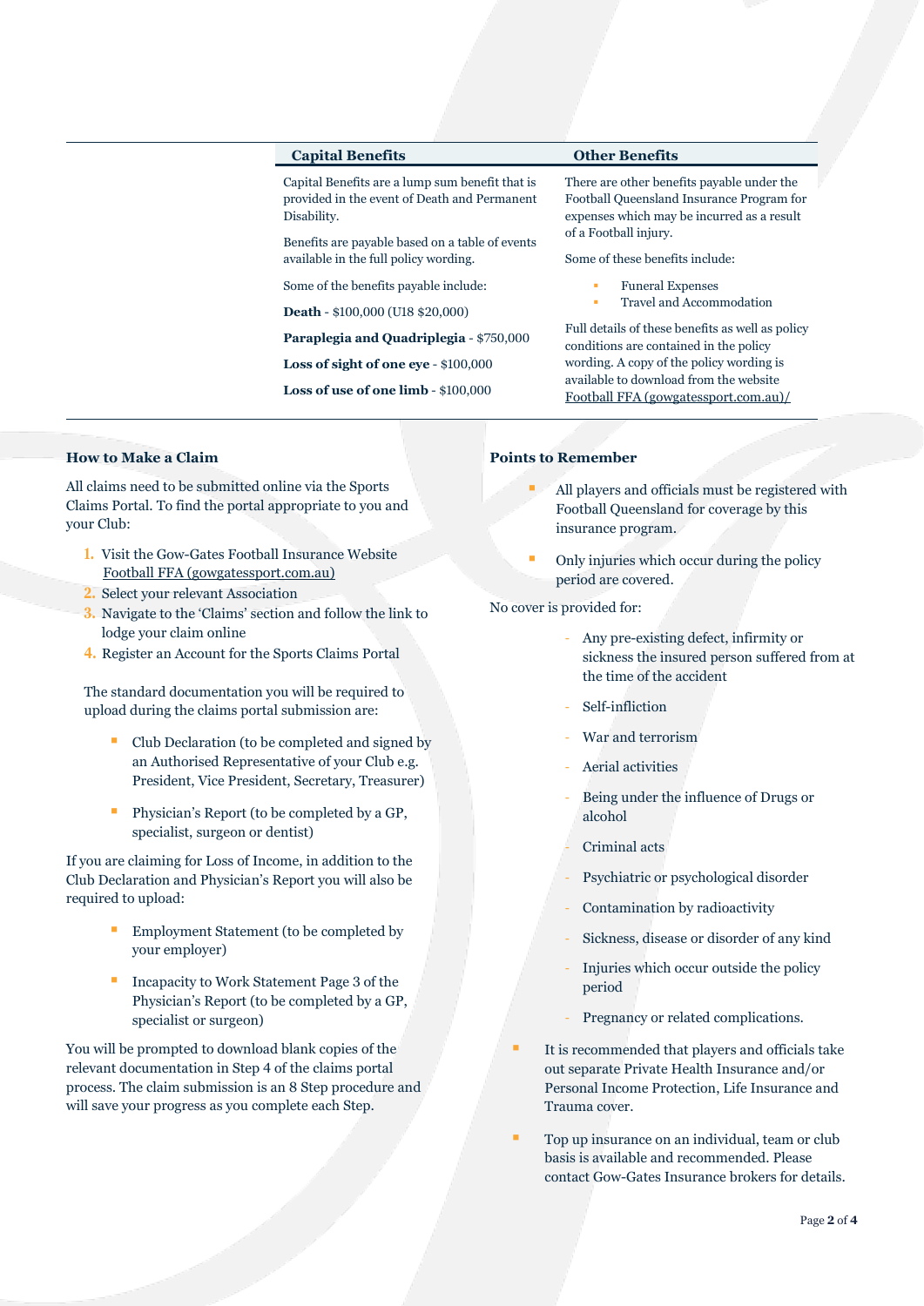## Capital Benefits

Capital Benefits are a lump sum benefit that is provided in the event of Death and Permanent Disability.

Benefits are payable based on a table of events available in the full policy wording.

Some of the benefits payable include:

**Death** - $100,000 (U18 $20,000)

**Paraplegia and Quadriplegia** - $750,000

**Loss of sight of one eye** - $100,000

**Loss of use of one limb** - $100,000

## Other Benefits

There are other benefits payable under the Football Queensland Insurance Program for expenses which may be incurred as a result of a Football injury.

Some of these benefits include:

- Funeral Expenses
- Travel and Accommodation

Full details of these benefits as well as policy conditions are contained in the policy wording. A copy of the policy wording is available to download from the website Football FFA (gowgatessport.com.au)/

### How to Make a Claim

All claims need to be submitted online via the Sports Claims Portal. To find the portal appropriate to you and your Club:

1. Visit the Gow-Gates Football Insurance Website Football FFA (gowgatessport.com.au)
2. Select your relevant Association
3. Navigate to the 'Claims' section and follow the link to lodge your claim online
4. Register an Account for the Sports Claims Portal

The standard documentation you will be required to upload during the claims portal submission are:

- Club Declaration (to be completed and signed by an Authorised Representative of your Club e.g. President, Vice President, Secretary, Treasurer)
- Physician's Report (to be completed by a GP, specialist, surgeon or dentist)

If you are claiming for Loss of Income, in addition to the Club Declaration and Physician's Report you will also be required to upload:

- Employment Statement (to be completed by your employer)
- Incapacity to Work Statement Page 3 of the Physician's Report (to be completed by a GP, specialist or surgeon)

You will be prompted to download blank copies of the relevant documentation in Step 4 of the claims portal process. The claim submission is an 8 Step procedure and will save your progress as you complete each Step.

### Points to Remember

- All players and officials must be registered with Football Queensland for coverage by this insurance program.
- Only injuries which occur during the policy period are covered.

No cover is provided for:

- Any pre-existing defect, infirmity or sickness the insured person suffered from at the time of the accident
- Self-infliction
- War and terrorism
- Aerial activities
- Being under the influence of Drugs or alcohol
- Criminal acts
- Psychiatric or psychological disorder
- Contamination by radioactivity
- Sickness, disease or disorder of any kind
- Injuries which occur outside the policy period
- Pregnancy or related complications.

- It is recommended that players and officials take out separate Private Health Insurance and/or Personal Income Protection, Life Insurance and Trauma cover.
- Top up insurance on an individual, team or club basis is available and recommended. Please contact Gow-Gates Insurance brokers for details.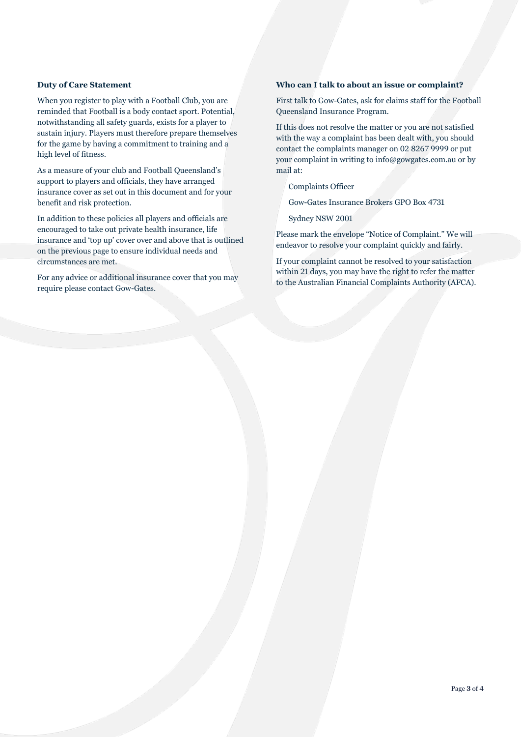### Duty of Care Statement

When you register to play with a Football Club, you are reminded that Football is a body contact sport. Potential, notwithstanding all safety guards, exists for a player to sustain injury. Players must therefore prepare themselves for the game by having a commitment to training and a high level of fitness.

As a measure of your club and Football Queensland's support to players and officials, they have arranged insurance cover as set out in this document and for your benefit and risk protection.

In addition to these policies all players and officials are encouraged to take out private health insurance, life insurance and 'top up' cover over and above that is outlined on the previous page to ensure individual needs and circumstances are met.

For any advice or additional insurance cover that you may require please contact Gow-Gates.

### Who can I talk to about an issue or complaint?

First talk to Gow-Gates, ask for claims staff for the Football Queensland Insurance Program.

If this does not resolve the matter or you are not satisfied with the way a complaint has been dealt with, you should contact the complaints manager on 02 8267 9999 or put your complaint in writing to info@gowgates.com.au or by mail at:

Complaints Officer

Gow-Gates Insurance Brokers GPO Box 4731

Sydney NSW 2001

Please mark the envelope "Notice of Complaint." We will endeavor to resolve your complaint quickly and fairly.

If your complaint cannot be resolved to your satisfaction within 21 days, you may have the right to refer the matter to the Australian Financial Complaints Authority (AFCA).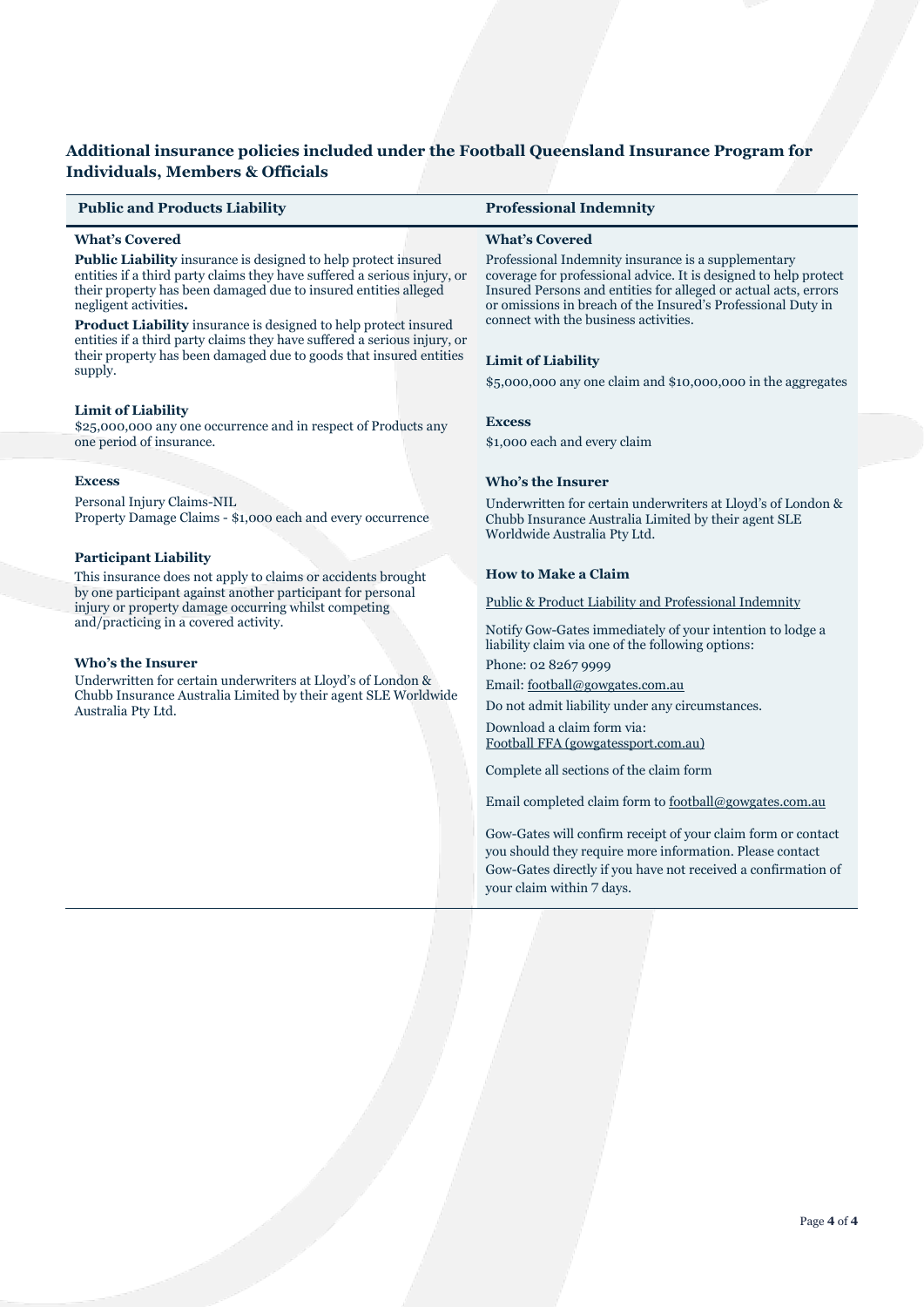## Additional insurance policies included under the Football Queensland Insurance Program for Individuals, Members & Officials

### Public and Products Liability

**What's Covered**

**Public Liability** insurance is designed to help protect insured entities if a third party claims they have suffered a serious injury, or their property has been damaged due to insured entities alleged negligent activities**.**

**Product Liability** insurance is designed to help protect insured entities if a third party claims they have suffered a serious injury, or their property has been damaged due to goods that insured entities supply.

**Limit of Liability**

$25,000,000 any one occurrence and in respect of Products any one period of insurance.

**Excess**

Personal Injury Claims-NIL
Property Damage Claims - $1,000 each and every occurrence

**Participant Liability**

This insurance does not apply to claims or accidents brought by one participant against another participant for personal injury or property damage occurring whilst competing and/practicing in a covered activity.

**Who's the Insurer**

Underwritten for certain underwriters at Lloyd's of London & Chubb Insurance Australia Limited by their agent SLE Worldwide Australia Pty Ltd.

### Professional Indemnity

**What's Covered**

Professional Indemnity insurance is a supplementary coverage for professional advice. It is designed to help protect Insured Persons and entities for alleged or actual acts, errors or omissions in breach of the Insured's Professional Duty in connect with the business activities.

**Limit of Liability**

$5,000,000 any one claim and $10,000,000 in the aggregates

**Excess**

$1,000 each and every claim

**Who's the Insurer**

Underwritten for certain underwriters at Lloyd's of London & Chubb Insurance Australia Limited by their agent SLE Worldwide Australia Pty Ltd.

**How to Make a Claim**

Public & Product Liability and Professional Indemnity

Notify Gow-Gates immediately of your intention to lodge a liability claim via one of the following options:

Phone: 02 8267 9999

Email: football@gowgates.com.au

Do not admit liability under any circumstances.

Download a claim form via:
Football FFA (gowgatessport.com.au)

Complete all sections of the claim form

Email completed claim form to football@gowgates.com.au

Gow-Gates will confirm receipt of your claim form or contact you should they require more information. Please contact Gow-Gates directly if you have not received a confirmation of your claim within 7 days.